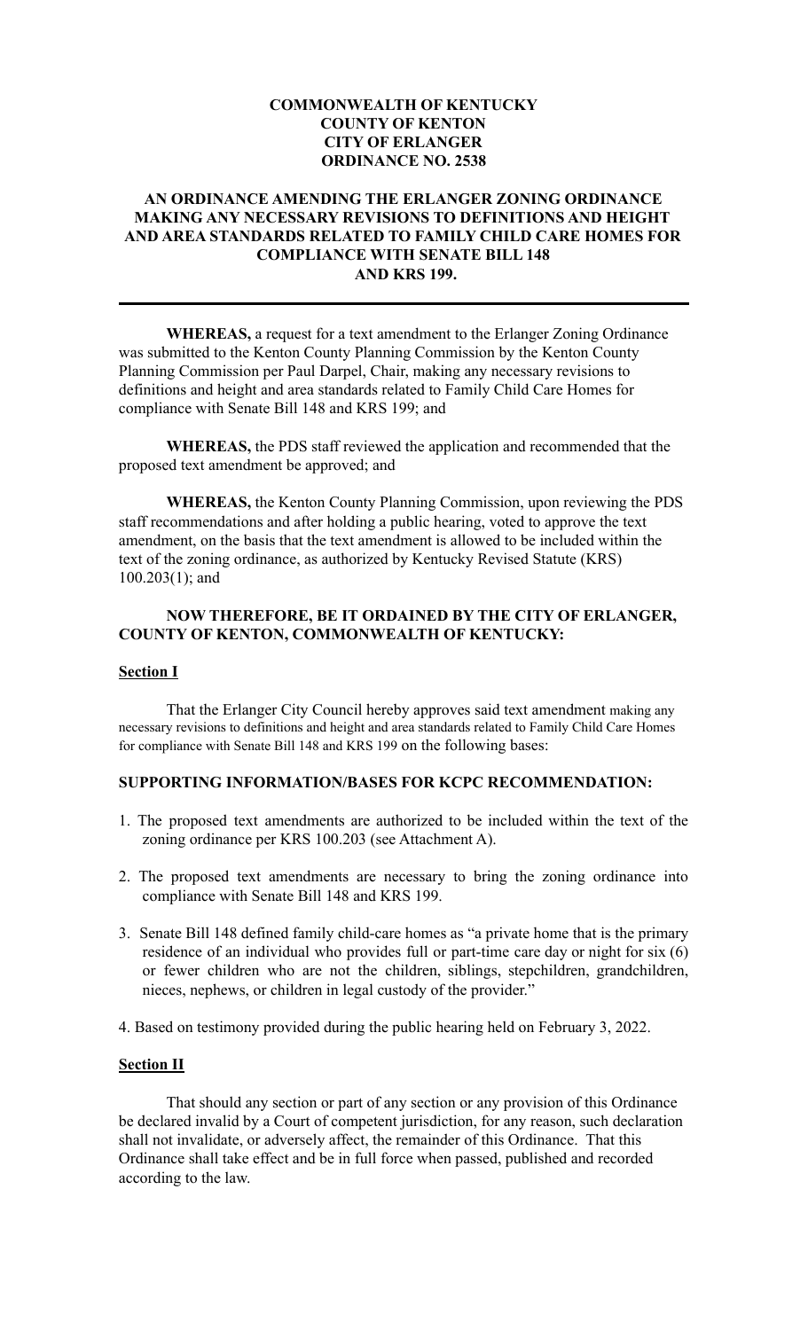**COMMONWEALTH OF KENTUCKY**
**COUNTY OF KENTON**
**CITY OF ERLANGER**
**ORDINANCE NO. 2538**

**AN ORDINANCE AMENDING THE ERLANGER ZONING ORDINANCE MAKING ANY NECESSARY REVISIONS TO DEFINITIONS AND HEIGHT AND AREA STANDARDS RELATED TO FAMILY CHILD CARE HOMES FOR COMPLIANCE WITH SENATE BILL 148 AND KRS 199.**

---

**WHEREAS,** a request for a text amendment to the Erlanger Zoning Ordinance was submitted to the Kenton County Planning Commission by the Kenton County Planning Commission per Paul Darpel, Chair, making any necessary revisions to definitions and height and area standards related to Family Child Care Homes for compliance with Senate Bill 148 and KRS 199; and

**WHEREAS,** the PDS staff reviewed the application and recommended that the proposed text amendment be approved; and

**WHEREAS,** the Kenton County Planning Commission, upon reviewing the PDS staff recommendations and after holding a public hearing, voted to approve the text amendment, on the basis that the text amendment is allowed to be included within the text of the zoning ordinance, as authorized by Kentucky Revised Statute (KRS) 100.203(1); and

**NOW THEREFORE, BE IT ORDAINED BY THE CITY OF ERLANGER, COUNTY OF KENTON, COMMONWEALTH OF KENTUCKY:**

**Section I**

That the Erlanger City Council hereby approves said text amendment making any necessary revisions to definitions and height and area standards related to Family Child Care Homes for compliance with Senate Bill 148 and KRS 199 on the following bases:

**SUPPORTING INFORMATION/BASES FOR KCPC RECOMMENDATION:**

1. The proposed text amendments are authorized to be included within the text of the zoning ordinance per KRS 100.203 (see Attachment A).
2. The proposed text amendments are necessary to bring the zoning ordinance into compliance with Senate Bill 148 and KRS 199.
3. Senate Bill 148 defined family child-care homes as "a private home that is the primary residence of an individual who provides full or part-time care day or night for six (6) or fewer children who are not the children, siblings, stepchildren, grandchildren, nieces, nephews, or children in legal custody of the provider."
4. Based on testimony provided during the public hearing held on February 3, 2022.

**Section II**

That should any section or part of any section or any provision of this Ordinance be declared invalid by a Court of competent jurisdiction, for any reason, such declaration shall not invalidate, or adversely affect, the remainder of this Ordinance. That this Ordinance shall take effect and be in full force when passed, published and recorded according to the law.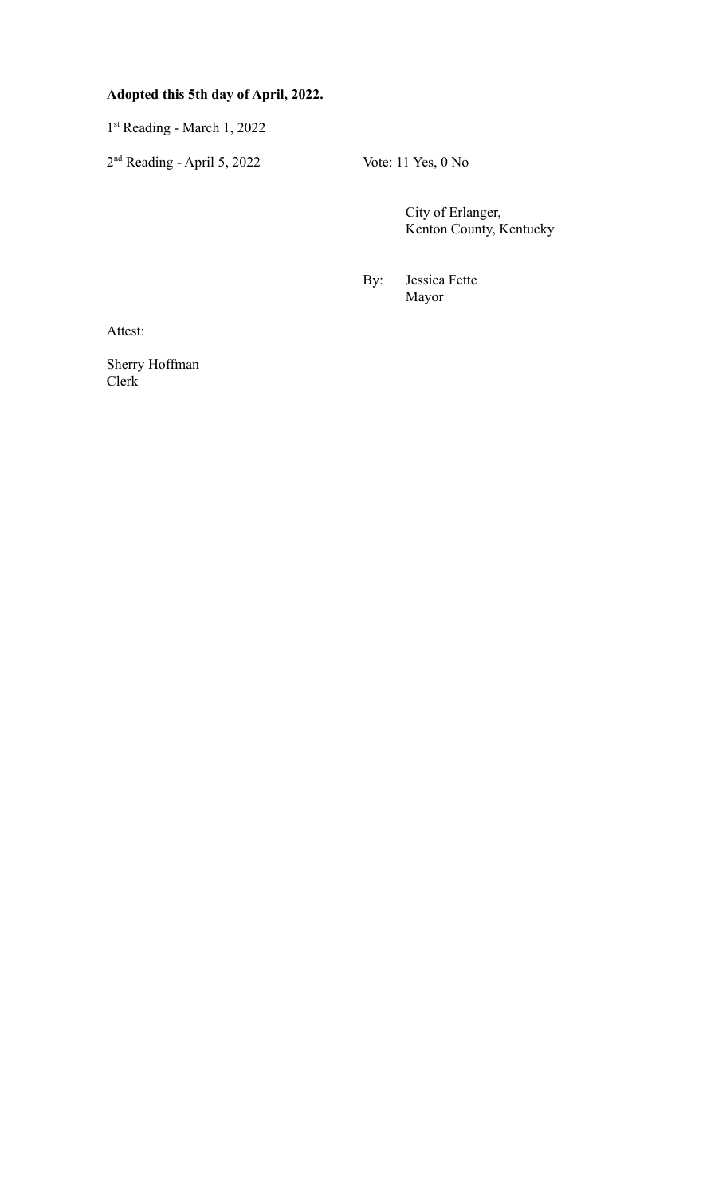**Adopted this 5th day of April, 2022.**

1st Reading - March 1, 2022

2nd Reading - April 5, 2022 Vote: 11 Yes, 0 No

City of Erlanger,
Kenton County, Kentucky

By: Jessica Fette
Mayor

Attest:

Sherry Hoffman
Clerk